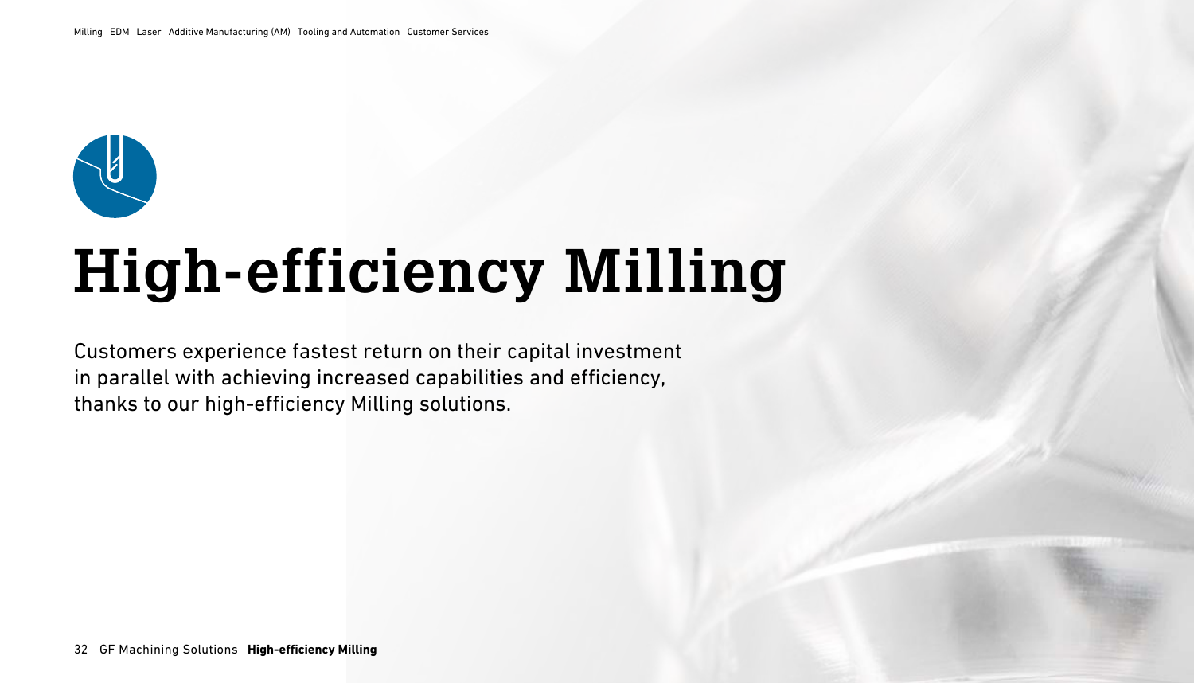# High-efficiency Milling

Customers experience fastest return on their capital investment in parallel with achieving increased capabilities and efficiency, thanks to our high-efficiency Milling solutions.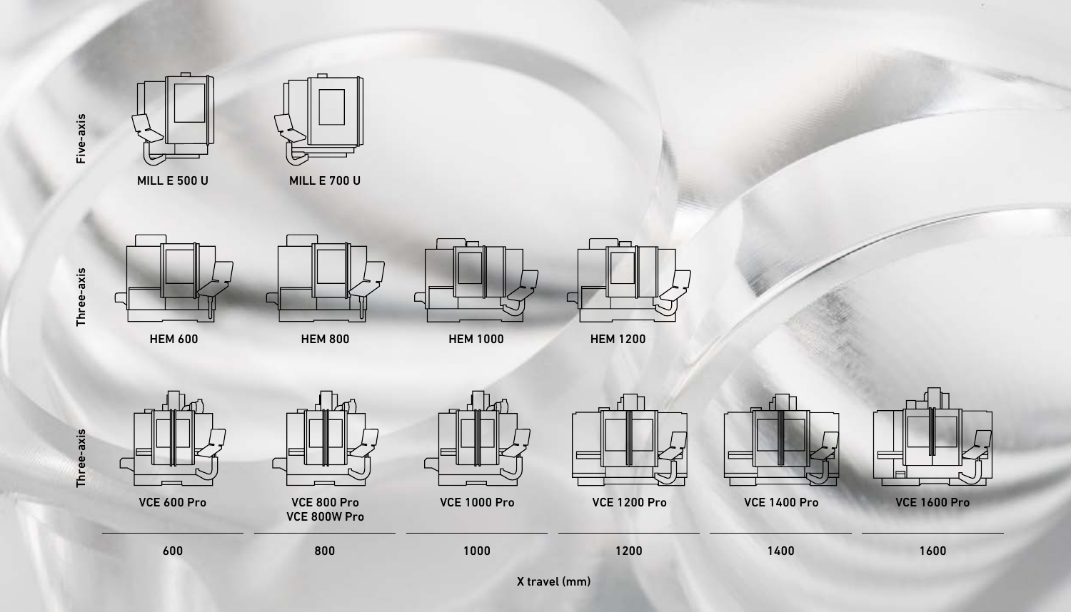| | 600 | 800 | 1000 | 1200 | 1400 | 1600 |
|---|---|---|---|---|---|---|
| Five-axis | MILL E 500 U | MILL E 700 U | | | | |
| Three-axis | HEM 600 | HEM 800 | HEM 1000 | HEM 1200 | | |
| Three-axis | VCE 600 Pro | VCE 800 Pro<br>VCE 800W Pro | VCE 1000 Pro | VCE 1200 Pro | VCE 1400 Pro | VCE 1600 Pro |

X travel (mm)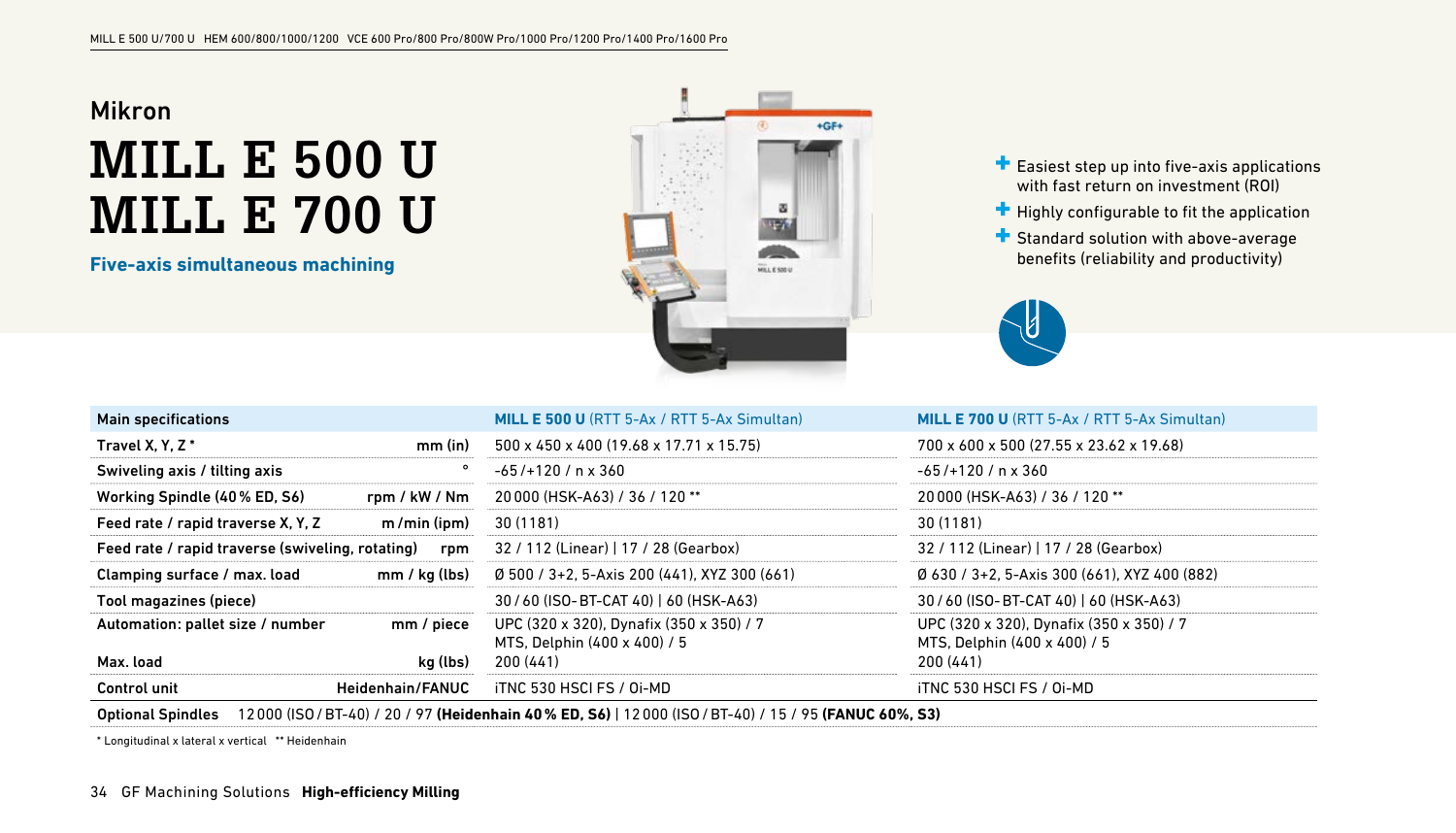Mikron

# MILL E 500 U
# MILL E 700 U

**Five-axis simultaneous machining**

- Easiest step up into five-axis applications with fast return on investment (ROI)
- Highly configurable to fit the application
- Standard solution with above-average benefits (reliability and productivity)

| Main specifications | | **MILL E 500 U** (RTT 5-Ax / RTT 5-Ax Simultan) | **MILL E 700 U** (RTT 5-Ax / RTT 5-Ax Simultan) |
|---|---|---|---|
| Travel X, Y, Z * | mm (in) | 500 x 450 x 400 (19.68 x 17.71 x 15.75) | 700 x 600 x 500 (27.55 x 23.62 x 19.68) |
| Swiveling axis / tilting axis | ° | -65 / +120 / n x 360 | -65 / +120 / n x 360 |
| Working Spindle (40 % ED, S6) | rpm / kW / Nm | 20 000 (HSK-A63) / 36 / 120 ** | 20 000 (HSK-A63) / 36 / 120 ** |
| Feed rate / rapid traverse X, Y, Z | m /min (ipm) | 30 (1181) | 30 (1181) |
| Feed rate / rapid traverse (swiveling, rotating) | rpm | 32 / 112 (Linear) \| 17 / 28 (Gearbox) | 32 / 112 (Linear) \| 17 / 28 (Gearbox) |
| Clamping surface / max. load | mm / kg (lbs) | Ø 500 / 3+2, 5-Axis 200 (441), XYZ 300 (661) | Ø 630 / 3+2, 5-Axis 300 (661), XYZ 400 (882) |
| Tool magazines (piece) | | 30 / 60 (ISO- BT-CAT 40) \| 60 (HSK-A63) | 30 / 60 (ISO- BT-CAT 40) \| 60 (HSK-A63) |
| Automation: pallet size / number | mm / piece | UPC (320 x 320), Dynafix (350 x 350) / 7<br>MTS, Delphin (400 x 400) / 5 | UPC (320 x 320), Dynafix (350 x 350) / 7<br>MTS, Delphin (400 x 400) / 5 |
| Max. load | kg (lbs) | 200 (441) | 200 (441) |
| Control unit | Heidenhain/FANUC | iTNC 530 HSCI FS / Oi-MD | iTNC 530 HSCI FS / Oi-MD |
| Optional Spindles | 12 000 (ISO / BT-40) / 20 / 97 **(Heidenhain 40 % ED, S6)** \| 12 000 (ISO / BT-40) / 15 / 95 **(FANUC 60%, S3)** | | |

* Longitudinal x lateral x vertical ** Heidenhain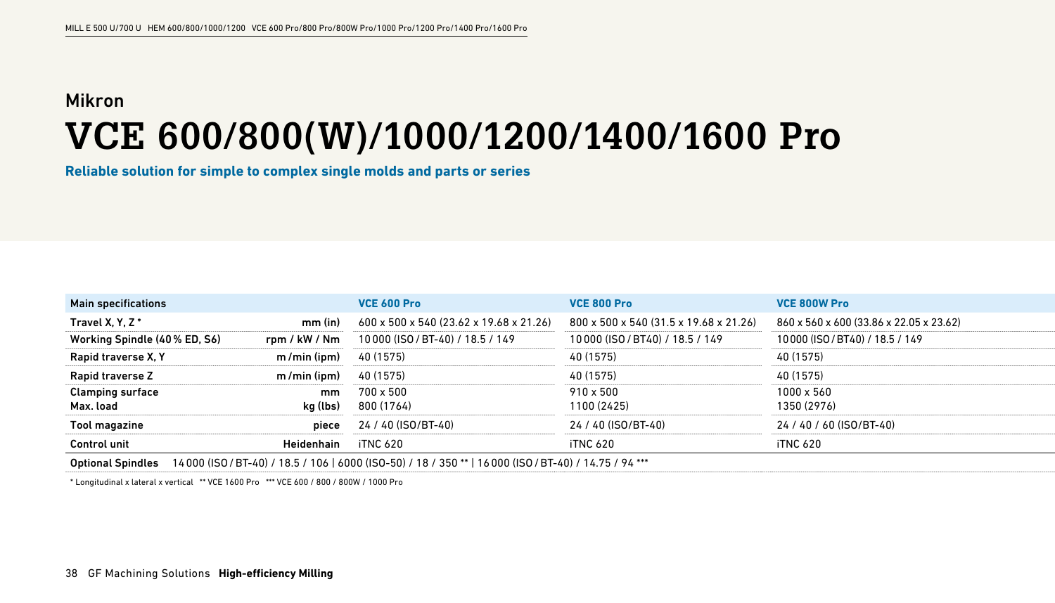Mikron

# VCE 600/800(W)/1000/1200/1400/1600 Pro

**Reliable solution for simple to complex single molds and parts or series**

| Main specifications | | VCE 600 Pro | VCE 800 Pro | VCE 800W Pro |
|---|---|---|---|---|
| Travel X, Y, Z * | mm (in) | 600 x 500 x 540 (23.62 x 19.68 x 21.26) | 800 x 500 x 540 (31.5 x 19.68 x 21.26) | 860 x 560 x 600 (33.86 x 22.05 x 23.62) |
| Working Spindle (40 % ED, S6) | rpm / kW / Nm | 10 000 (ISO / BT-40) / 18.5 / 149 | 10 000 (ISO / BT40) / 18.5 / 149 | 10 000 (ISO / BT40) / 18.5 / 149 |
| Rapid traverse X, Y | m /min (ipm) | 40 (1575) | 40 (1575) | 40 (1575) |
| Rapid traverse Z | m /min (ipm) | 40 (1575) | 40 (1575) | 40 (1575) |
| Clamping surface<br>Max. load | mm<br>kg (lbs) | 700 x 500<br>800 (1764) | 910 x 500<br>1100 (2425) | 1000 x 560<br>1350 (2976) |
| Tool magazine | piece | 24 / 40 (ISO/BT-40) | 24 / 40 (ISO/BT-40) | 24 / 40 / 60 (ISO/BT-40) |
| Control unit | Heidenhain | iTNC 620 | iTNC 620 | iTNC 620 |
| Optional Spindles | 14 000 (ISO / BT-40) / 18.5 / 106 \| 6000 (ISO-50) / 18 / 350 ** \| 16 000 (ISO / BT-40) / 14.75 / 94 *** | | | |

* Longitudinal x lateral x vertical ** VCE 1600 Pro *** VCE 600 / 800 / 800W / 1000 Pro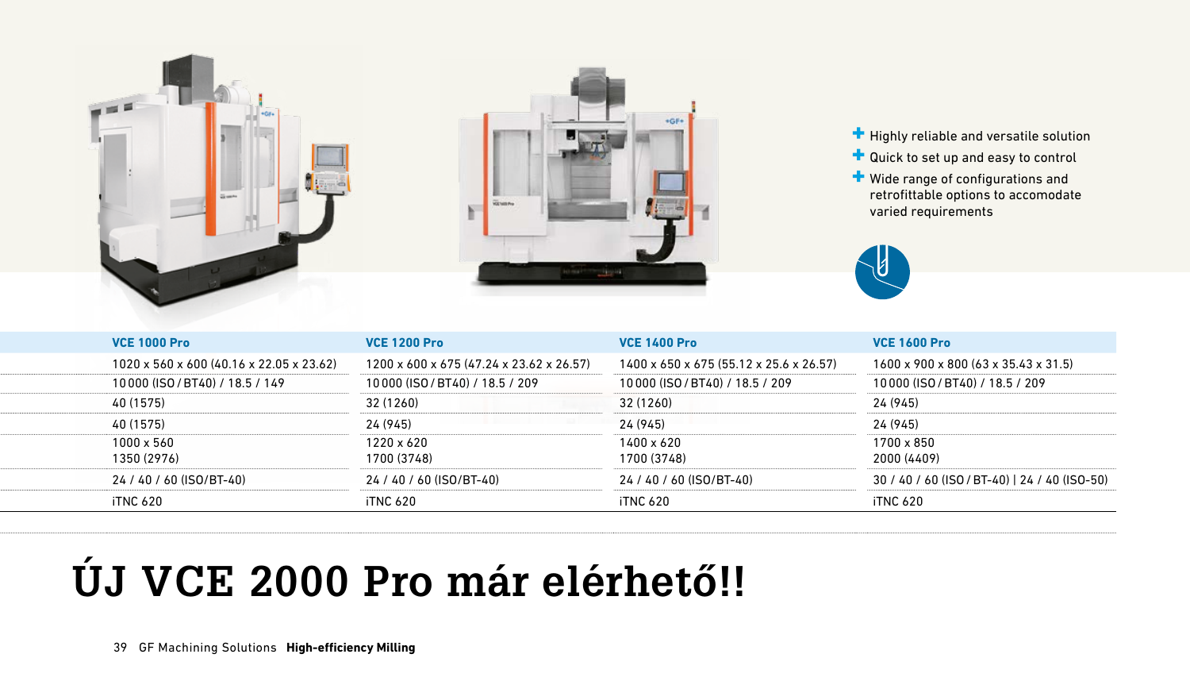- Highly reliable and versatile solution
- Quick to set up and easy to control
- Wide range of configurations and retrofittable options to accomodate varied requirements

| VCE 1000 Pro | VCE 1200 Pro | VCE 1400 Pro | VCE 1600 Pro |
|---|---|---|---|
| 1020 x 560 x 600 (40.16 x 22.05 x 23.62) | 1200 x 600 x 675 (47.24 x 23.62 x 26.57) | 1400 x 650 x 675 (55.12 x 25.6 x 26.57) | 1600 x 900 x 800 (63 x 35.43 x 31.5) |
| 10 000 (ISO / BT40) / 18.5 / 149 | 10 000 (ISO / BT40) / 18.5 / 209 | 10 000 (ISO / BT40) / 18.5 / 209 | 10 000 (ISO / BT40) / 18.5 / 209 |
| 40 (1575) | 32 (1260) | 32 (1260) | 24 (945) |
| 40 (1575) | 24 (945) | 24 (945) | 24 (945) |
| 1000 x 560<br>1350 (2976) | 1220 x 620<br>1700 (3748) | 1400 x 620<br>1700 (3748) | 1700 x 850<br>2000 (4409) |
| 24 / 40 / 60 (ISO/BT-40) | 24 / 40 / 60 (ISO/BT-40) | 24 / 40 / 60 (ISO/BT-40) | 30 / 40 / 60 (ISO / BT-40) \| 24 / 40 (ISO-50) |
| iTNC 620 | iTNC 620 | iTNC 620 | iTNC 620 |

# ÚJ VCE 2000 Pro már elérhető!!